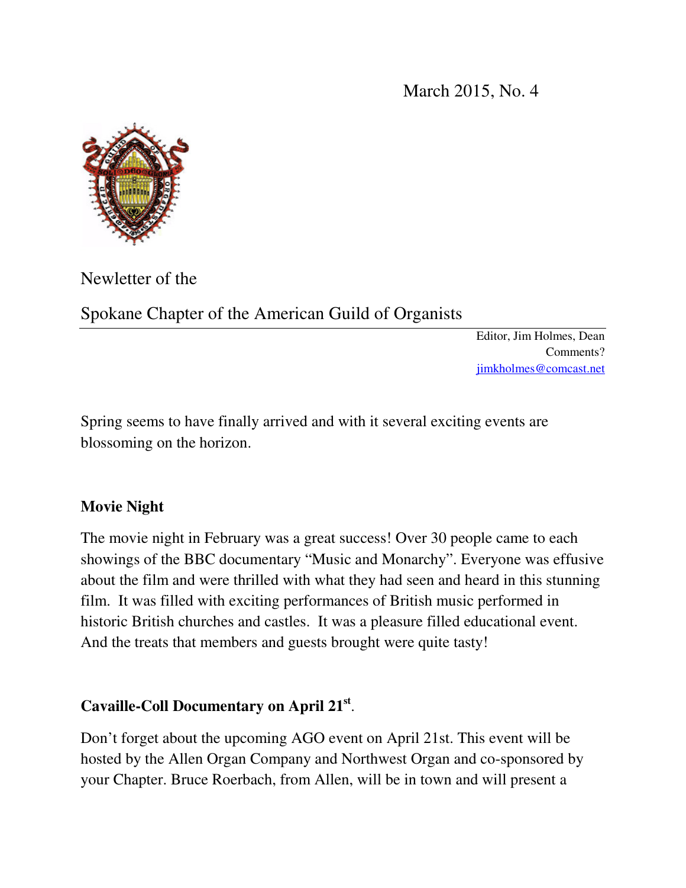March 2015, No. 4

Newletter of the

Spokane Chapter of the American Guild of Organists

Editor, Jim Holmes, Dean
Comments?
jimkholmes@comcast.net

Spring seems to have finally arrived and with it several exciting events are blossoming on the horizon.

## Movie Night

The movie night in February was a great success! Over 30 people came to each showings of the BBC documentary "Music and Monarchy". Everyone was effusive about the film and were thrilled with what they had seen and heard in this stunning film. It was filled with exciting performances of British music performed in historic British churches and castles. It was a pleasure filled educational event. And the treats that members and guests brought were quite tasty!

## Cavaille-Coll Documentary on April 21st.

Don't forget about the upcoming AGO event on April 21st. This event will be hosted by the Allen Organ Company and Northwest Organ and co-sponsored by your Chapter. Bruce Roerbach, from Allen, will be in town and will present a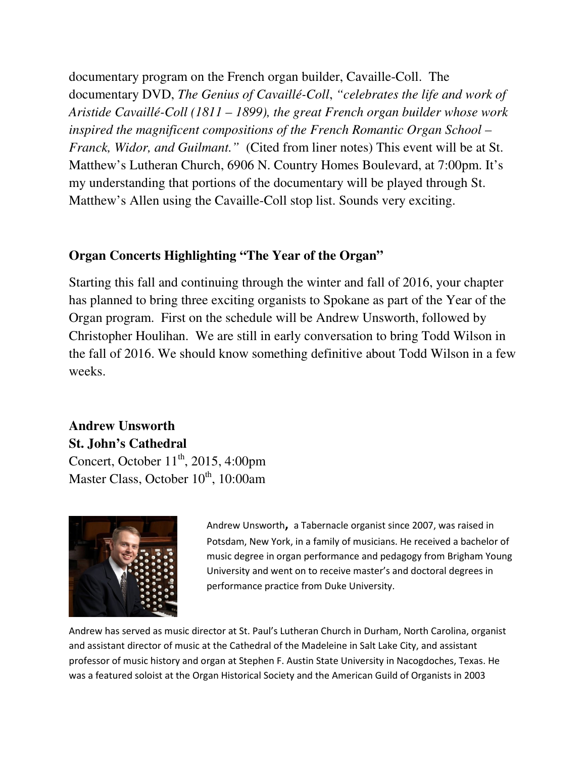documentary program on the French organ builder, Cavaille-Coll. The documentary DVD, *The Genius of Cavaillé-Coll*, *"celebrates the life and work of Aristide Cavaillé-Coll (1811 – 1899), the great French organ builder whose work inspired the magnificent compositions of the French Romantic Organ School – Franck, Widor, and Guilmant."* (Cited from liner notes) This event will be at St. Matthew's Lutheran Church, 6906 N. Country Homes Boulevard, at 7:00pm. It's my understanding that portions of the documentary will be played through St. Matthew's Allen using the Cavaille-Coll stop list. Sounds very exciting.

## Organ Concerts Highlighting "The Year of the Organ"

Starting this fall and continuing through the winter and fall of 2016, your chapter has planned to bring three exciting organists to Spokane as part of the Year of the Organ program. First on the schedule will be Andrew Unsworth, followed by Christopher Houlihan. We are still in early conversation to bring Todd Wilson in the fall of 2016. We should know something definitive about Todd Wilson in a few weeks.

**Andrew Unsworth**
**St. John's Cathedral**
Concert, October 11th, 2015, 4:00pm
Master Class, October 10th, 10:00am

Andrew Unsworth, a Tabernacle organist since 2007, was raised in Potsdam, New York, in a family of musicians. He received a bachelor of music degree in organ performance and pedagogy from Brigham Young University and went on to receive master's and doctoral degrees in performance practice from Duke University.

Andrew has served as music director at St. Paul's Lutheran Church in Durham, North Carolina, organist and assistant director of music at the Cathedral of the Madeleine in Salt Lake City, and assistant professor of music history and organ at Stephen F. Austin State University in Nacogdoches, Texas. He was a featured soloist at the Organ Historical Society and the American Guild of Organists in 2003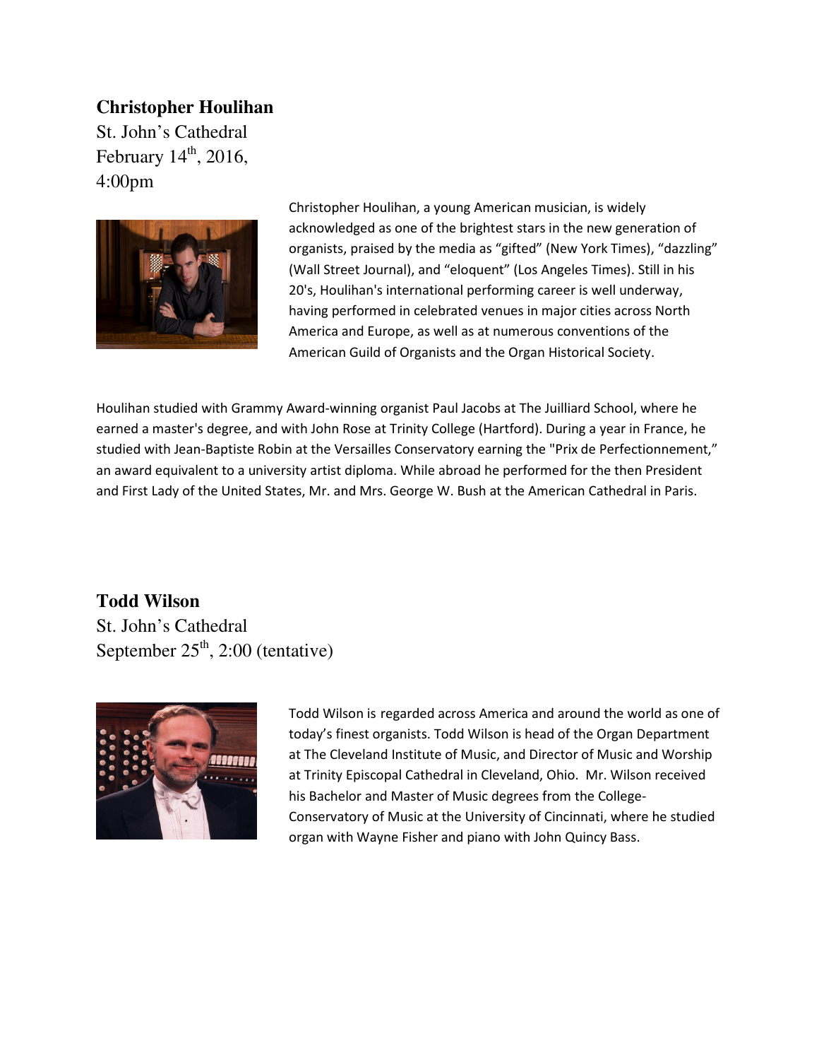**Christopher Houlihan**
St. John's Cathedral
February 14th, 2016,
4:00pm

Christopher Houlihan, a young American musician, is widely acknowledged as one of the brightest stars in the new generation of organists, praised by the media as "gifted" (New York Times), "dazzling" (Wall Street Journal), and "eloquent" (Los Angeles Times). Still in his 20's, Houlihan's international performing career is well underway, having performed in celebrated venues in major cities across North America and Europe, as well as at numerous conventions of the American Guild of Organists and the Organ Historical Society.

Houlihan studied with Grammy Award-winning organist Paul Jacobs at The Juilliard School, where he earned a master's degree, and with John Rose at Trinity College (Hartford). During a year in France, he studied with Jean-Baptiste Robin at the Versailles Conservatory earning the "Prix de Perfectionnement," an award equivalent to a university artist diploma. While abroad he performed for the then President and First Lady of the United States, Mr. and Mrs. George W. Bush at the American Cathedral in Paris.

**Todd Wilson**
St. John's Cathedral
September 25th, 2:00 (tentative)

Todd Wilson is regarded across America and around the world as one of today's finest organists. Todd Wilson is head of the Organ Department at The Cleveland Institute of Music, and Director of Music and Worship at Trinity Episcopal Cathedral in Cleveland, Ohio. Mr. Wilson received his Bachelor and Master of Music degrees from the College-Conservatory of Music at the University of Cincinnati, where he studied organ with Wayne Fisher and piano with John Quincy Bass.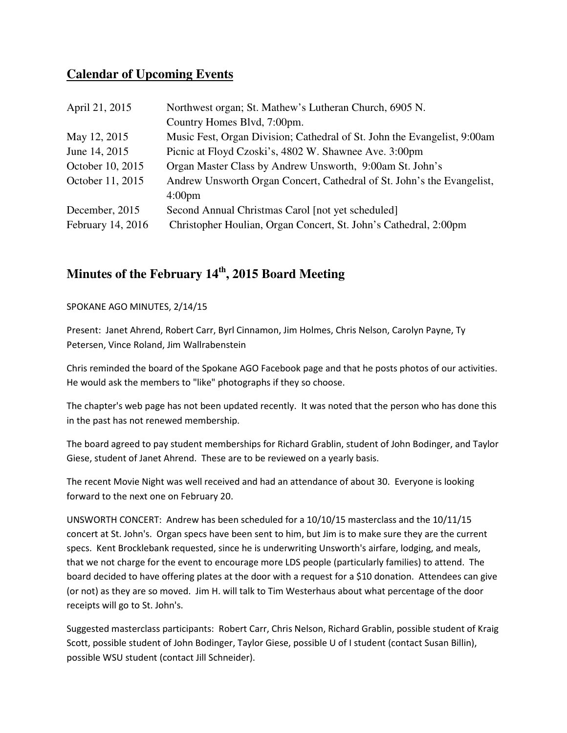## Calendar of Upcoming Events

| | |
|---|---|
| April 21, 2015 | Northwest organ; St. Mathew's Lutheran Church, 6905 N. Country Homes Blvd, 7:00pm. |
| May 12, 2015 | Music Fest, Organ Division; Cathedral of St. John the Evangelist, 9:00am |
| June 14, 2015 | Picnic at Floyd Czoski's, 4802 W. Shawnee Ave. 3:00pm |
| October 10, 2015 | Organ Master Class by Andrew Unsworth, 9:00am St. John's |
| October 11, 2015 | Andrew Unsworth Organ Concert, Cathedral of St. John's the Evangelist, 4:00pm |
| December, 2015 | Second Annual Christmas Carol [not yet scheduled] |
| February 14, 2016 | Christopher Houlian, Organ Concert, St. John's Cathedral, 2:00pm |

## Minutes of the February 14th, 2015 Board Meeting

SPOKANE AGO MINUTES, 2/14/15

Present: Janet Ahrend, Robert Carr, Byrl Cinnamon, Jim Holmes, Chris Nelson, Carolyn Payne, Ty Petersen, Vince Roland, Jim Wallrabenstein

Chris reminded the board of the Spokane AGO Facebook page and that he posts photos of our activities. He would ask the members to "like" photographs if they so choose.

The chapter's web page has not been updated recently. It was noted that the person who has done this in the past has not renewed membership.

The board agreed to pay student memberships for Richard Grablin, student of John Bodinger, and Taylor Giese, student of Janet Ahrend. These are to be reviewed on a yearly basis.

The recent Movie Night was well received and had an attendance of about 30. Everyone is looking forward to the next one on February 20.

UNSWORTH CONCERT: Andrew has been scheduled for a 10/10/15 masterclass and the 10/11/15 concert at St. John's. Organ specs have been sent to him, but Jim is to make sure they are the current specs. Kent Brocklebank requested, since he is underwriting Unsworth's airfare, lodging, and meals, that we not charge for the event to encourage more LDS people (particularly families) to attend. The board decided to have offering plates at the door with a request for a $10 donation. Attendees can give (or not) as they are so moved. Jim H. will talk to Tim Westerhaus about what percentage of the door receipts will go to St. John's.

Suggested masterclass participants: Robert Carr, Chris Nelson, Richard Grablin, possible student of Kraig Scott, possible student of John Bodinger, Taylor Giese, possible U of I student (contact Susan Billin), possible WSU student (contact Jill Schneider).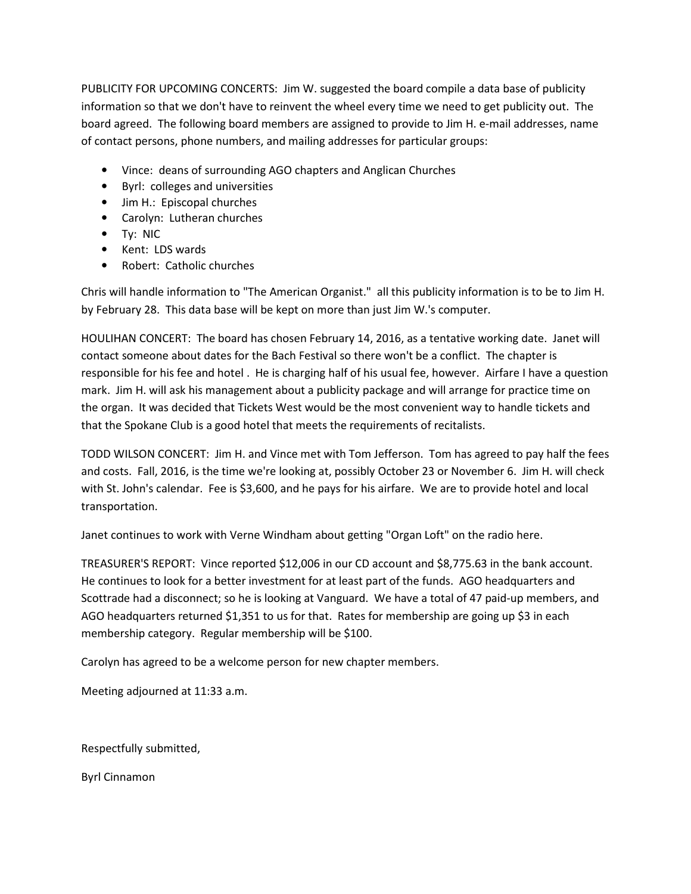PUBLICITY FOR UPCOMING CONCERTS: Jim W. suggested the board compile a data base of publicity information so that we don't have to reinvent the wheel every time we need to get publicity out. The board agreed. The following board members are assigned to provide to Jim H. e-mail addresses, name of contact persons, phone numbers, and mailing addresses for particular groups:

- Vince: deans of surrounding AGO chapters and Anglican Churches
- Byrl: colleges and universities
- Jim H.: Episcopal churches
- Carolyn: Lutheran churches
- Ty: NIC
- Kent: LDS wards
- Robert: Catholic churches

Chris will handle information to "The American Organist." all this publicity information is to be to Jim H. by February 28. This data base will be kept on more than just Jim W.'s computer.

HOULIHAN CONCERT: The board has chosen February 14, 2016, as a tentative working date. Janet will contact someone about dates for the Bach Festival so there won't be a conflict. The chapter is responsible for his fee and hotel . He is charging half of his usual fee, however. Airfare I have a question mark. Jim H. will ask his management about a publicity package and will arrange for practice time on the organ. It was decided that Tickets West would be the most convenient way to handle tickets and that the Spokane Club is a good hotel that meets the requirements of recitalists.

TODD WILSON CONCERT: Jim H. and Vince met with Tom Jefferson. Tom has agreed to pay half the fees and costs. Fall, 2016, is the time we're looking at, possibly October 23 or November 6. Jim H. will check with St. John's calendar. Fee is $3,600, and he pays for his airfare. We are to provide hotel and local transportation.

Janet continues to work with Verne Windham about getting "Organ Loft" on the radio here.

TREASURER'S REPORT: Vince reported $12,006 in our CD account and $8,775.63 in the bank account. He continues to look for a better investment for at least part of the funds. AGO headquarters and Scottrade had a disconnect; so he is looking at Vanguard. We have a total of 47 paid-up members, and AGO headquarters returned $1,351 to us for that. Rates for membership are going up $3 in each membership category. Regular membership will be $100.

Carolyn has agreed to be a welcome person for new chapter members.

Meeting adjourned at 11:33 a.m.

Respectfully submitted,

Byrl Cinnamon